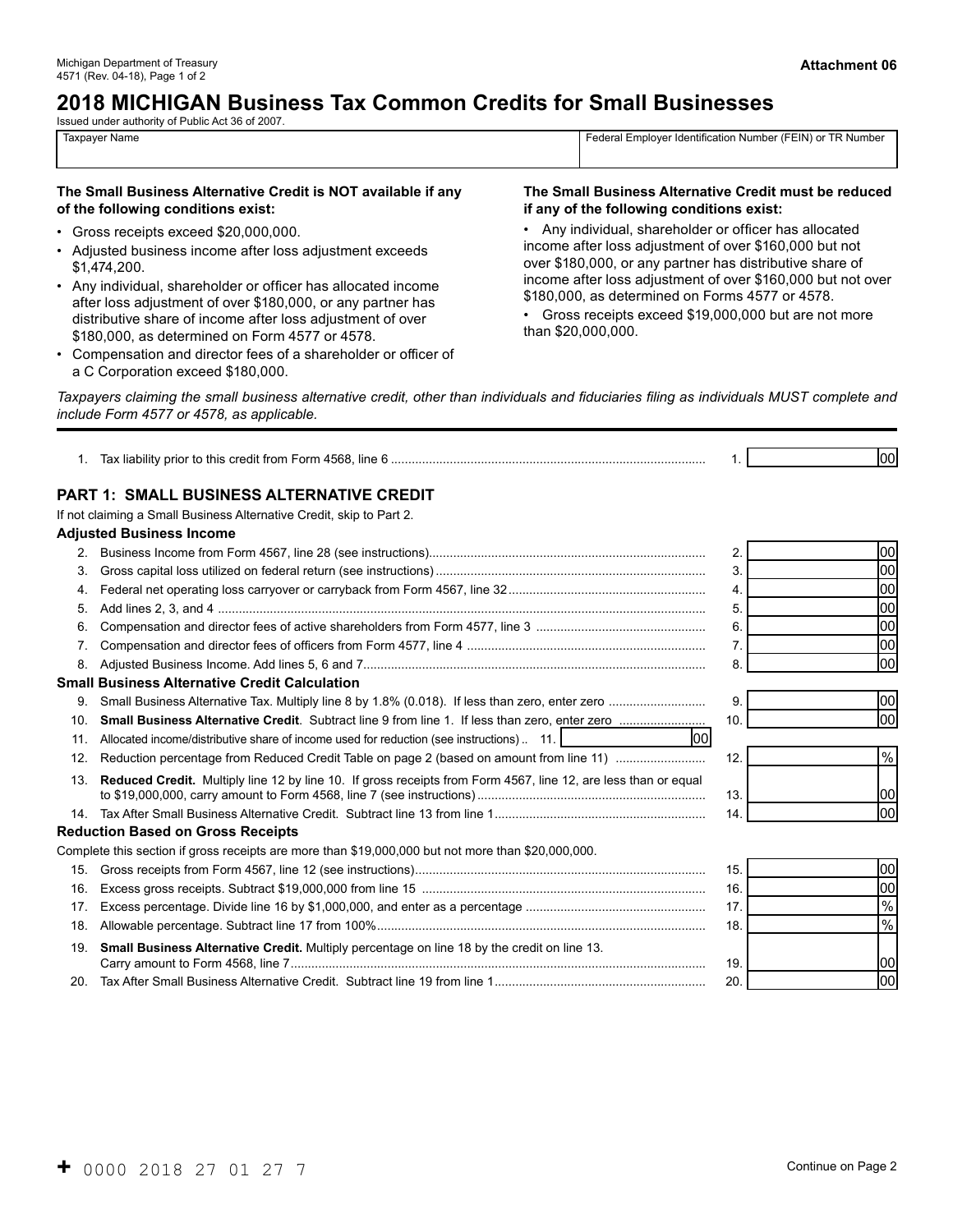Michigan Department of Treasury
4571 (Rev. 04-18), Page 1 of 2

**Attachment 06**

# 2018 MICHIGAN Business Tax Common Credits for Small Businesses

Issued under authority of Public Act 36 of 2007.

| Taxpayer Name | Federal Employer Identification Number (FEIN) or TR Number |
|---|---|
| | |

**The Small Business Alternative Credit is NOT available if any of the following conditions exist:**

- Gross receipts exceed $20,000,000.
- Adjusted business income after loss adjustment exceeds $1,474,200.
- Any individual, shareholder or officer has allocated income after loss adjustment of over $180,000, or any partner has distributive share of income after loss adjustment of over $180,000, as determined on Form 4577 or 4578.
- Compensation and director fees of a shareholder or officer of a C Corporation exceed $180,000.

**The Small Business Alternative Credit must be reduced if any of the following conditions exist:**

- Any individual, shareholder or officer has allocated income after loss adjustment of over $160,000 but not over $180,000, or any partner has distributive share of income after loss adjustment of over $160,000 but not over $180,000, as determined on Forms 4577 or 4578.
- Gross receipts exceed $19,000,000 but are not more than $20,000,000.

*Taxpayers claiming the small business alternative credit, other than individuals and fiduciaries filing as individuals MUST complete and include Form 4577 or 4578, as applicable.*

1. Tax liability prior to this credit from Form 4568, line 6 .......... 1. ________ 00

## PART 1: SMALL BUSINESS ALTERNATIVE CREDIT

If not claiming a Small Business Alternative Credit, skip to Part 2.

**Adjusted Business Income**

2. Business Income from Form 4567, line 28 (see instructions).......... 2. ________ 00
3. Gross capital loss utilized on federal return (see instructions) .......... 3. ________ 00
4. Federal net operating loss carryover or carryback from Form 4567, line 32.......... 4. ________ 00
5. Add lines 2, 3, and 4 .......... 5. ________ 00
6. Compensation and director fees of active shareholders from Form 4577, line 3 .......... 6. ________ 00
7. Compensation and director fees of officers from Form 4577, line 4 .......... 7. ________ 00
8. Adjusted Business Income. Add lines 5, 6 and 7.......... 8. ________ 00

**Small Business Alternative Credit Calculation**

9. Small Business Alternative Tax. Multiply line 8 by 1.8% (0.018). If less than zero, enter zero .......... 9. ________ 00
10. **Small Business Alternative Credit**. Subtract line 9 from line 1. If less than zero, enter zero .......... 10. ________ 00
11. Allocated income/distributive share of income used for reduction (see instructions) .. 11. ________ 00
12. Reduction percentage from Reduced Credit Table on page 2 (based on amount from line 11) .......... 12. ________ %
13. **Reduced Credit.** Multiply line 12 by line 10. If gross receipts from Form 4567, line 12, are less than or equal to $19,000,000, carry amount to Form 4568, line 7 (see instructions) .......... 13. ________ 00
14. Tax After Small Business Alternative Credit. Subtract line 13 from line 1.......... 14. ________ 00

**Reduction Based on Gross Receipts**

Complete this section if gross receipts are more than $19,000,000 but not more than $20,000,000.

15. Gross receipts from Form 4567, line 12 (see instructions).......... 15. ________ 00
16. Excess gross receipts. Subtract $19,000,000 from line 15 .......... 16. ________ 00
17. Excess percentage. Divide line 16 by $1,000,000, and enter as a percentage .......... 17. ________ %
18. Allowable percentage. Subtract line 17 from 100%.......... 18. ________ %
19. **Small Business Alternative Credit.** Multiply percentage on line 18 by the credit on line 13. Carry amount to Form 4568, line 7.......... 19. ________ 00
20. Tax After Small Business Alternative Credit. Subtract line 19 from line 1.......... 20. ________ 00

\+ 0000 2018 27 01 27 7

Continue on Page 2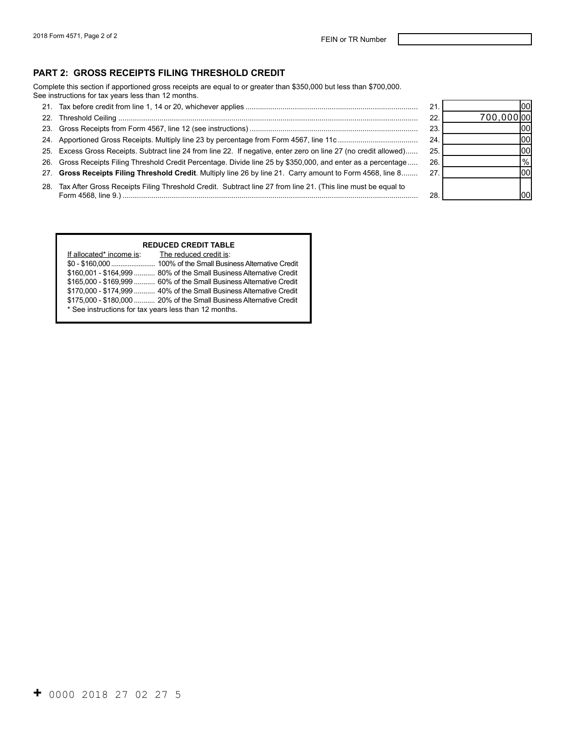FEIN or TR Number

## PART 2: GROSS RECEIPTS FILING THRESHOLD CREDIT

Complete this section if apportioned gross receipts are equal to or greater than $350,000 but less than $700,000. See instructions for tax years less than 12 months.

| Line | Description | Line | Amount |
|---|---|---|---|
| 21. | Tax before credit from line 1, 14 or 20, whichever applies | 21. | 00 |
| 22. | Threshold Ceiling | 22. | 700,000 00 |
| 23. | Gross Receipts from Form 4567, line 12 (see instructions) | 23. | 00 |
| 24. | Apportioned Gross Receipts. Multiply line 23 by percentage from Form 4567, line 11c | 24. | 00 |
| 25. | Excess Gross Receipts. Subtract line 24 from line 22. If negative, enter zero on line 27 (no credit allowed) | 25. | 00 |
| 26. | Gross Receipts Filing Threshold Credit Percentage. Divide line 25 by $350,000, and enter as a percentage | 26. | % |
| 27. | **Gross Receipts Filing Threshold Credit**. Multiply line 26 by line 21. Carry amount to Form 4568, line 8 | 27. | 00 |
| 28. | Tax After Gross Receipts Filing Threshold Credit. Subtract line 27 from line 21. (This line must be equal to Form 4568, line 9.) | 28. | 00 |

**REDUCED CREDIT TABLE**

| If allocated* income is: | The reduced credit is: |
|---|---|
| $0 - $160,000 | 100% of the Small Business Alternative Credit |
| $160,001 - $164,999 | 80% of the Small Business Alternative Credit |
| $165,000 - $169,999 | 60% of the Small Business Alternative Credit |
| $170,000 - $174,999 | 40% of the Small Business Alternative Credit |
| $175,000 - $180,000 | 20% of the Small Business Alternative Credit |

* See instructions for tax years less than 12 months.

+ 0000 2018 27 02 27 5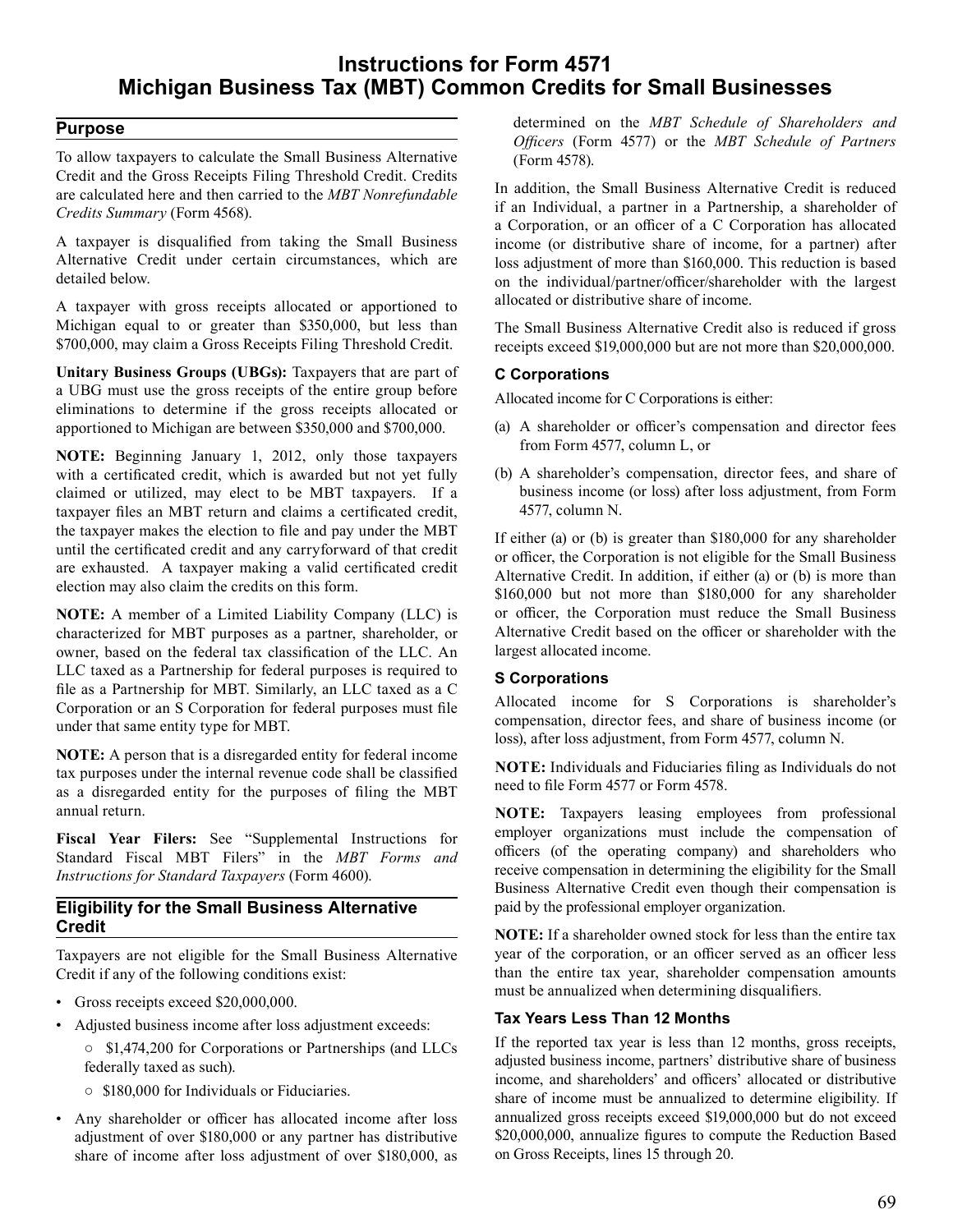# Instructions for Form 4571 Michigan Business Tax (MBT) Common Credits for Small Businesses

## Purpose

To allow taxpayers to calculate the Small Business Alternative Credit and the Gross Receipts Filing Threshold Credit. Credits are calculated here and then carried to the *MBT Nonrefundable Credits Summary* (Form 4568).

A taxpayer is disqualified from taking the Small Business Alternative Credit under certain circumstances, which are detailed below.

A taxpayer with gross receipts allocated or apportioned to Michigan equal to or greater than $350,000, but less than $700,000, may claim a Gross Receipts Filing Threshold Credit.

**Unitary Business Groups (UBGs):** Taxpayers that are part of a UBG must use the gross receipts of the entire group before eliminations to determine if the gross receipts allocated or apportioned to Michigan are between $350,000 and $700,000.

**NOTE:** Beginning January 1, 2012, only those taxpayers with a certificated credit, which is awarded but not yet fully claimed or utilized, may elect to be MBT taxpayers. If a taxpayer files an MBT return and claims a certificated credit, the taxpayer makes the election to file and pay under the MBT until the certificated credit and any carryforward of that credit are exhausted. A taxpayer making a valid certificated credit election may also claim the credits on this form.

**NOTE:** A member of a Limited Liability Company (LLC) is characterized for MBT purposes as a partner, shareholder, or owner, based on the federal tax classification of the LLC. An LLC taxed as a Partnership for federal purposes is required to file as a Partnership for MBT. Similarly, an LLC taxed as a C Corporation or an S Corporation for federal purposes must file under that same entity type for MBT.

**NOTE:** A person that is a disregarded entity for federal income tax purposes under the internal revenue code shall be classified as a disregarded entity for the purposes of filing the MBT annual return.

**Fiscal Year Filers:** See "Supplemental Instructions for Standard Fiscal MBT Filers" in the *MBT Forms and Instructions for Standard Taxpayers* (Form 4600).

## Eligibility for the Small Business Alternative Credit

Taxpayers are not eligible for the Small Business Alternative Credit if any of the following conditions exist:

- Gross receipts exceed $20,000,000.
- Adjusted business income after loss adjustment exceeds:
  - $1,474,200 for Corporations or Partnerships (and LLCs federally taxed as such).
  - $180,000 for Individuals or Fiduciaries.
- Any shareholder or officer has allocated income after loss adjustment of over $180,000 or any partner has distributive share of income after loss adjustment of over $180,000, as determined on the *MBT Schedule of Shareholders and Officers* (Form 4577) or the *MBT Schedule of Partners* (Form 4578).

In addition, the Small Business Alternative Credit is reduced if an Individual, a partner in a Partnership, a shareholder of a Corporation, or an officer of a C Corporation has allocated income (or distributive share of income, for a partner) after loss adjustment of more than $160,000. This reduction is based on the individual/partner/officer/shareholder with the largest allocated or distributive share of income.

The Small Business Alternative Credit also is reduced if gross receipts exceed $19,000,000 but are not more than $20,000,000.

### C Corporations

Allocated income for C Corporations is either:

(a) A shareholder or officer's compensation and director fees from Form 4577, column L, or

(b) A shareholder's compensation, director fees, and share of business income (or loss) after loss adjustment, from Form 4577, column N.

If either (a) or (b) is greater than $180,000 for any shareholder or officer, the Corporation is not eligible for the Small Business Alternative Credit. In addition, if either (a) or (b) is more than $160,000 but not more than $180,000 for any shareholder or officer, the Corporation must reduce the Small Business Alternative Credit based on the officer or shareholder with the largest allocated income.

### S Corporations

Allocated income for S Corporations is shareholder's compensation, director fees, and share of business income (or loss), after loss adjustment, from Form 4577, column N.

**NOTE:** Individuals and Fiduciaries filing as Individuals do not need to file Form 4577 or Form 4578.

**NOTE:** Taxpayers leasing employees from professional employer organizations must include the compensation of officers (of the operating company) and shareholders who receive compensation in determining the eligibility for the Small Business Alternative Credit even though their compensation is paid by the professional employer organization.

**NOTE:** If a shareholder owned stock for less than the entire tax year of the corporation, or an officer served as an officer less than the entire tax year, shareholder compensation amounts must be annualized when determining disqualifiers.

### Tax Years Less Than 12 Months

If the reported tax year is less than 12 months, gross receipts, adjusted business income, partners' distributive share of business income, and shareholders' and officers' allocated or distributive share of income must be annualized to determine eligibility. If annualized gross receipts exceed $19,000,000 but do not exceed $20,000,000, annualize figures to compute the Reduction Based on Gross Receipts, lines 15 through 20.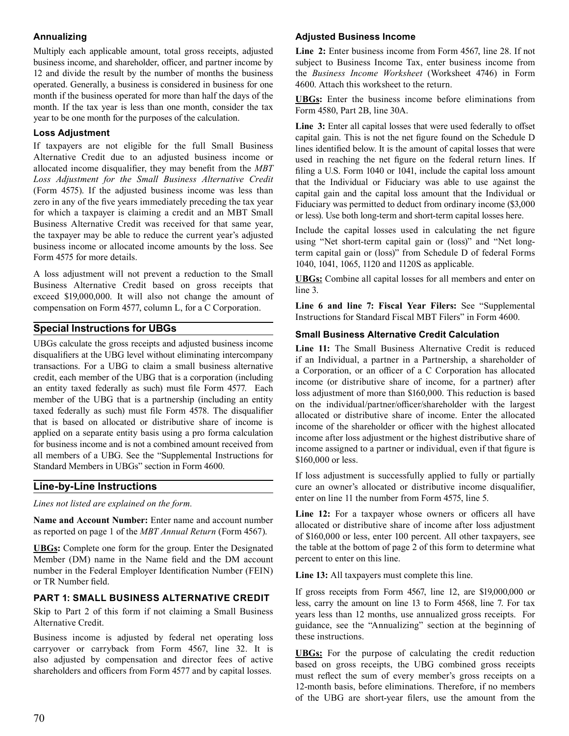### Annualizing

Multiply each applicable amount, total gross receipts, adjusted business income, and shareholder, officer, and partner income by 12 and divide the result by the number of months the business operated. Generally, a business is considered in business for one month if the business operated for more than half the days of the month. If the tax year is less than one month, consider the tax year to be one month for the purposes of the calculation.

### Loss Adjustment

If taxpayers are not eligible for the full Small Business Alternative Credit due to an adjusted business income or allocated income disqualifier, they may benefit from the *MBT Loss Adjustment for the Small Business Alternative Credit* (Form 4575). If the adjusted business income was less than zero in any of the five years immediately preceding the tax year for which a taxpayer is claiming a credit and an MBT Small Business Alternative Credit was received for that same year, the taxpayer may be able to reduce the current year's adjusted business income or allocated income amounts by the loss. See Form 4575 for more details.

A loss adjustment will not prevent a reduction to the Small Business Alternative Credit based on gross receipts that exceed $19,000,000. It will also not change the amount of compensation on Form 4577, column L, for a C Corporation.

## Special Instructions for UBGs

UBGs calculate the gross receipts and adjusted business income disqualifiers at the UBG level without eliminating intercompany transactions. For a UBG to claim a small business alternative credit, each member of the UBG that is a corporation (including an entity taxed federally as such) must file Form 4577. Each member of the UBG that is a partnership (including an entity taxed federally as such) must file Form 4578. The disqualifier that is based on allocated or distributive share of income is applied on a separate entity basis using a pro forma calculation for business income and is not a combined amount received from all members of a UBG. See the "Supplemental Instructions for Standard Members in UBGs" section in Form 4600.

## Line-by-Line Instructions

*Lines not listed are explained on the form.*

**Name and Account Number:** Enter name and account number as reported on page 1 of the *MBT Annual Return* (Form 4567).

**UBGs:** Complete one form for the group. Enter the Designated Member (DM) name in the Name field and the DM account number in the Federal Employer Identification Number (FEIN) or TR Number field.

### PART 1: SMALL BUSINESS ALTERNATIVE CREDIT

Skip to Part 2 of this form if not claiming a Small Business Alternative Credit.

Business income is adjusted by federal net operating loss carryover or carryback from Form 4567, line 32. It is also adjusted by compensation and director fees of active shareholders and officers from Form 4577 and by capital losses.

### Adjusted Business Income

**Line 2:** Enter business income from Form 4567, line 28. If not subject to Business Income Tax, enter business income from the *Business Income Worksheet* (Worksheet 4746) in Form 4600. Attach this worksheet to the return.

**UBGs:** Enter the business income before eliminations from Form 4580, Part 2B, line 30A.

**Line 3:** Enter all capital losses that were used federally to offset capital gain. This is not the net figure found on the Schedule D lines identified below. It is the amount of capital losses that were used in reaching the net figure on the federal return lines. If filing a U.S. Form 1040 or 1041, include the capital loss amount that the Individual or Fiduciary was able to use against the capital gain and the capital loss amount that the Individual or Fiduciary was permitted to deduct from ordinary income ($3,000 or less). Use both long-term and short-term capital losses here.

Include the capital losses used in calculating the net figure using "Net short-term capital gain or (loss)" and "Net long-term capital gain or (loss)" from Schedule D of federal Forms 1040, 1041, 1065, 1120 and 1120S as applicable.

**UBGs:** Combine all capital losses for all members and enter on line 3.

**Line 6 and line 7: Fiscal Year Filers:** See "Supplemental Instructions for Standard Fiscal MBT Filers" in Form 4600.

### Small Business Alternative Credit Calculation

**Line 11:** The Small Business Alternative Credit is reduced if an Individual, a partner in a Partnership, a shareholder of a Corporation, or an officer of a C Corporation has allocated income (or distributive share of income, for a partner) after loss adjustment of more than $160,000. This reduction is based on the individual/partner/officer/shareholder with the largest allocated or distributive share of income. Enter the allocated income of the shareholder or officer with the highest allocated income after loss adjustment or the highest distributive share of income assigned to a partner or individual, even if that figure is $160,000 or less.

If loss adjustment is successfully applied to fully or partially cure an owner's allocated or distributive income disqualifier, enter on line 11 the number from Form 4575, line 5.

**Line 12:** For a taxpayer whose owners or officers all have allocated or distributive share of income after loss adjustment of $160,000 or less, enter 100 percent. All other taxpayers, see the table at the bottom of page 2 of this form to determine what percent to enter on this line.

**Line 13:** All taxpayers must complete this line.

If gross receipts from Form 4567, line 12, are $19,000,000 or less, carry the amount on line 13 to Form 4568, line 7. For tax years less than 12 months, use annualized gross receipts. For guidance, see the "Annualizing" section at the beginning of these instructions.

**UBGs:** For the purpose of calculating the credit reduction based on gross receipts, the UBG combined gross receipts must reflect the sum of every member's gross receipts on a 12-month basis, before eliminations. Therefore, if no members of the UBG are short-year filers, use the amount from the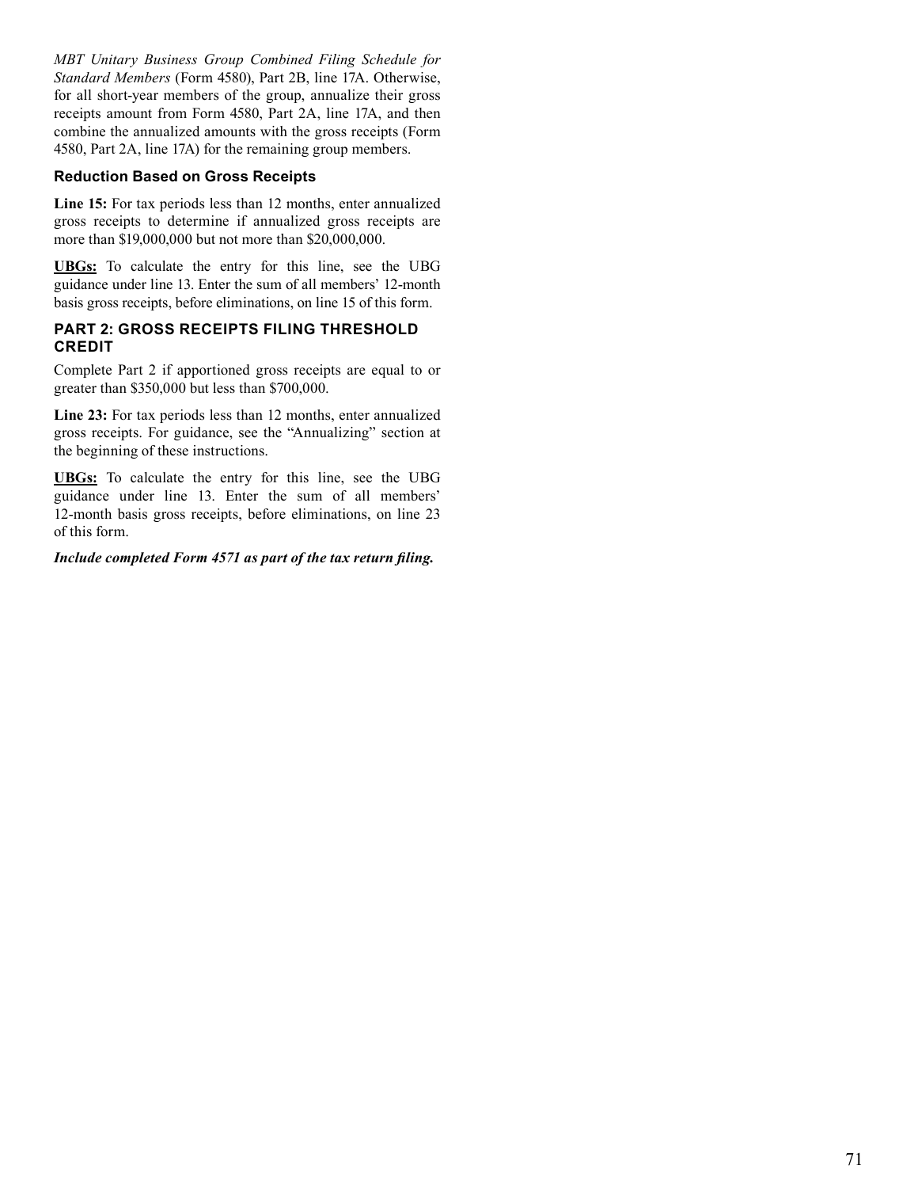*MBT Unitary Business Group Combined Filing Schedule for Standard Members* (Form 4580), Part 2B, line 17A. Otherwise, for all short-year members of the group, annualize their gross receipts amount from Form 4580, Part 2A, line 17A, and then combine the annualized amounts with the gross receipts (Form 4580, Part 2A, line 17A) for the remaining group members.

### Reduction Based on Gross Receipts

**Line 15:** For tax periods less than 12 months, enter annualized gross receipts to determine if annualized gross receipts are more than $19,000,000 but not more than $20,000,000.

**UBGs:** To calculate the entry for this line, see the UBG guidance under line 13. Enter the sum of all members' 12-month basis gross receipts, before eliminations, on line 15 of this form.

## PART 2: GROSS RECEIPTS FILING THRESHOLD CREDIT

Complete Part 2 if apportioned gross receipts are equal to or greater than $350,000 but less than $700,000.

**Line 23:** For tax periods less than 12 months, enter annualized gross receipts. For guidance, see the "Annualizing" section at the beginning of these instructions.

**UBGs:** To calculate the entry for this line, see the UBG guidance under line 13. Enter the sum of all members' 12-month basis gross receipts, before eliminations, on line 23 of this form.

***Include completed Form 4571 as part of the tax return filing.***